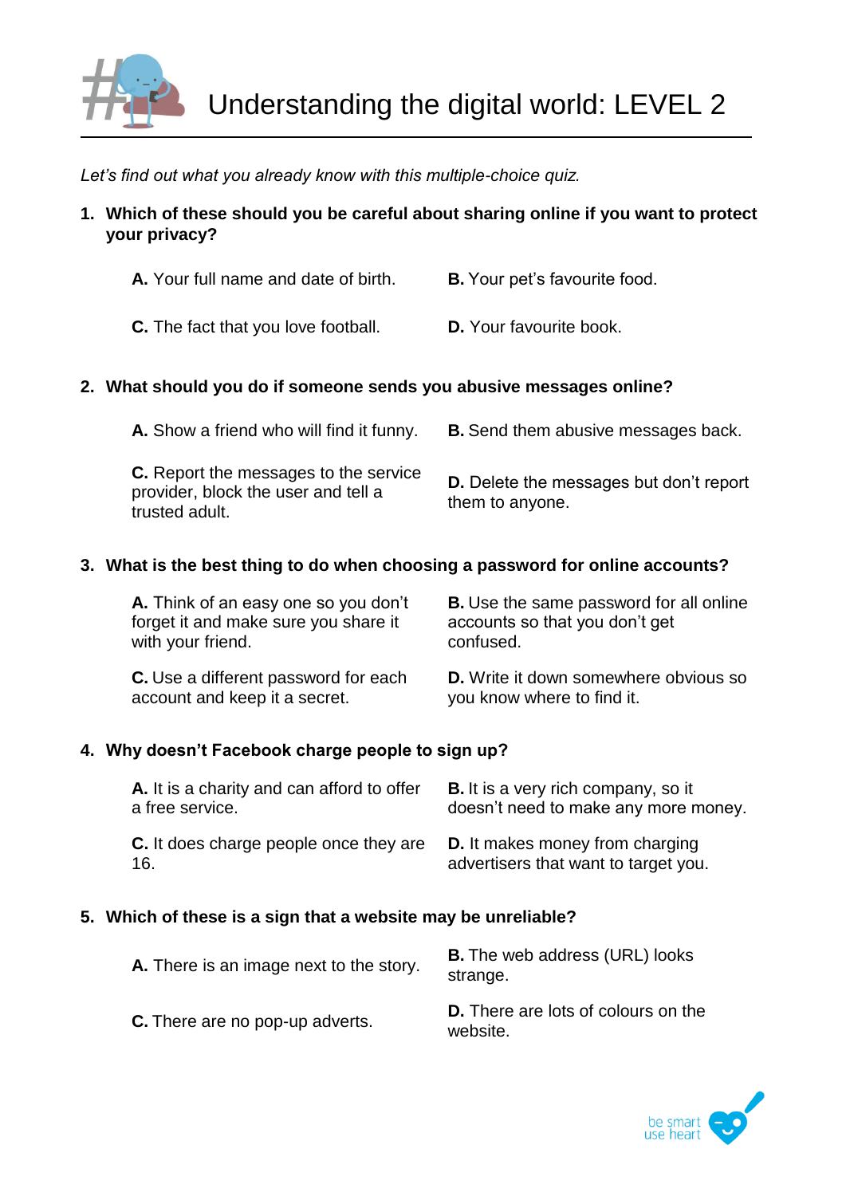# Understanding the digital world: LEVEL 2

*Let's find out what you already know with this multiple-choice quiz.*

1. **Which of these should you be careful about sharing online if you want to protect your privacy?**

   **A.** Your full name and date of birth.
   **B.** Your pet's favourite food.
   **C.** The fact that you love football.
   **D.** Your favourite book.

2. **What should you do if someone sends you abusive messages online?**

   **A.** Show a friend who will find it funny.
   **B.** Send them abusive messages back.
   **C.** Report the messages to the service provider, block the user and tell a trusted adult.
   **D.** Delete the messages but don't report them to anyone.

3. **What is the best thing to do when choosing a password for online accounts?**

   **A.** Think of an easy one so you don't forget it and make sure you share it with your friend.
   **B.** Use the same password for all online accounts so that you don't get confused.
   **C.** Use a different password for each account and keep it a secret.
   **D.** Write it down somewhere obvious so you know where to find it.

4. **Why doesn't Facebook charge people to sign up?**

   **A.** It is a charity and can afford to offer a free service.
   **B.** It is a very rich company, so it doesn't need to make any more money.
   **C.** It does charge people once they are 16.
   **D.** It makes money from charging advertisers that want to target you.

5. **Which of these is a sign that a website may be unreliable?**

   **A.** There is an image next to the story.
   **B.** The web address (URL) looks strange.
   **C.** There are no pop-up adverts.
   **D.** There are lots of colours on the website.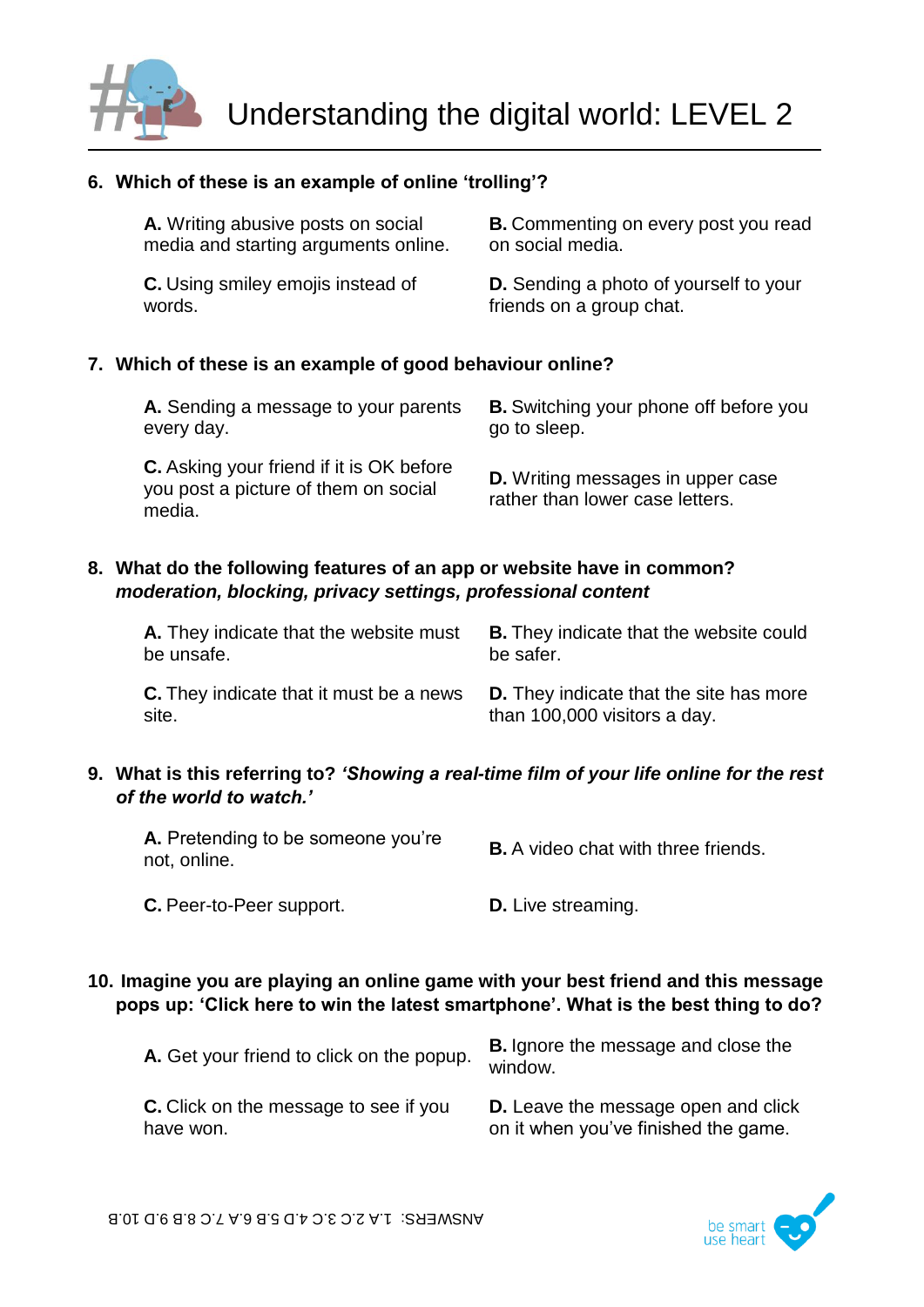# Understanding the digital world: LEVEL 2

**6. Which of these is an example of online 'trolling'?**

**A.** Writing abusive posts on social media and starting arguments online.

**B.** Commenting on every post you read on social media.

**C.** Using smiley emojis instead of words.

**D.** Sending a photo of yourself to your friends on a group chat.

**7. Which of these is an example of good behaviour online?**

**A.** Sending a message to your parents every day.

**B.** Switching your phone off before you go to sleep.

**C.** Asking your friend if it is OK before you post a picture of them on social media.

**D.** Writing messages in upper case rather than lower case letters.

**8. What do the following features of an app or website have in common? *moderation, blocking, privacy settings, professional content***

**A.** They indicate that the website must be unsafe.

**B.** They indicate that the website could be safer.

**C.** They indicate that it must be a news site.

**D.** They indicate that the site has more than 100,000 visitors a day.

**9. What is this referring to? *'Showing a real-time film of your life online for the rest of the world to watch.'***

**A.** Pretending to be someone you're not, online.

**B.** A video chat with three friends.

**C.** Peer-to-Peer support.

**D.** Live streaming.

**10. Imagine you are playing an online game with your best friend and this message pops up: 'Click here to win the latest smartphone'. What is the best thing to do?**

**A.** Get your friend to click on the popup.

**B.** Ignore the message and close the window.

**C.** Click on the message to see if you have won.

**D.** Leave the message open and click on it when you've finished the game.

ANSWERS: 1.A 2.C 3.C 4.D 5.B 6.A 7.C 8.B 9.D 10.B

be smart use heart